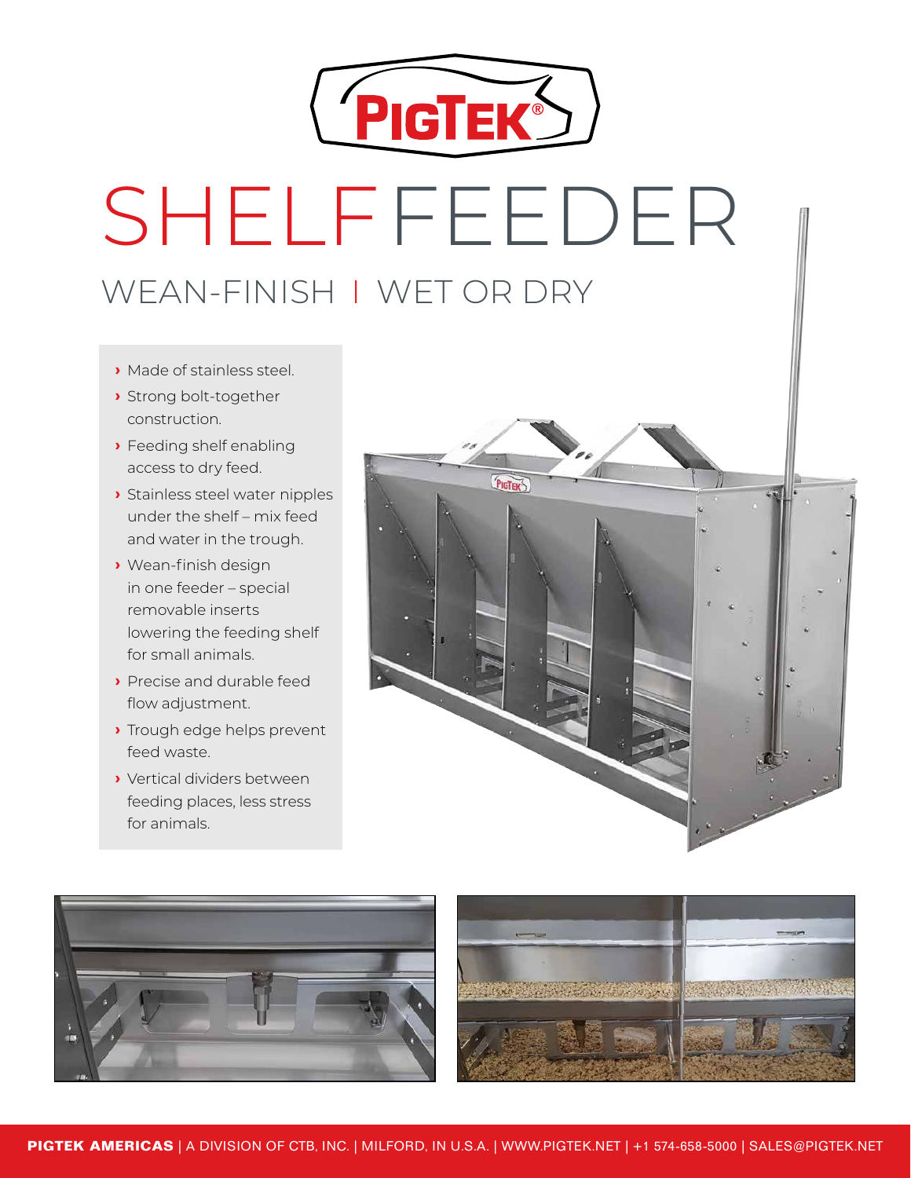PIGTEK®

# SHELF FEEDER

## WEAN-FINISH | WET OR DRY

- Made of stainless steel.
- Strong bolt-together construction.
- Feeding shelf enabling access to dry feed.
- Stainless steel water nipples under the shelf – mix feed and water in the trough.
- Wean-finish design in one feeder – special removable inserts lowering the feeding shelf for small animals.
- Precise and durable feed flow adjustment.
- Trough edge helps prevent feed waste.
- Vertical dividers between feeding places, less stress for animals.

**PIGTEK AMERICAS** | A DIVISION OF CTB, INC. | MILFORD, IN U.S.A. | WWW.PIGTEK.NET | +1 574-658-5000 | SALES@PIGTEK.NET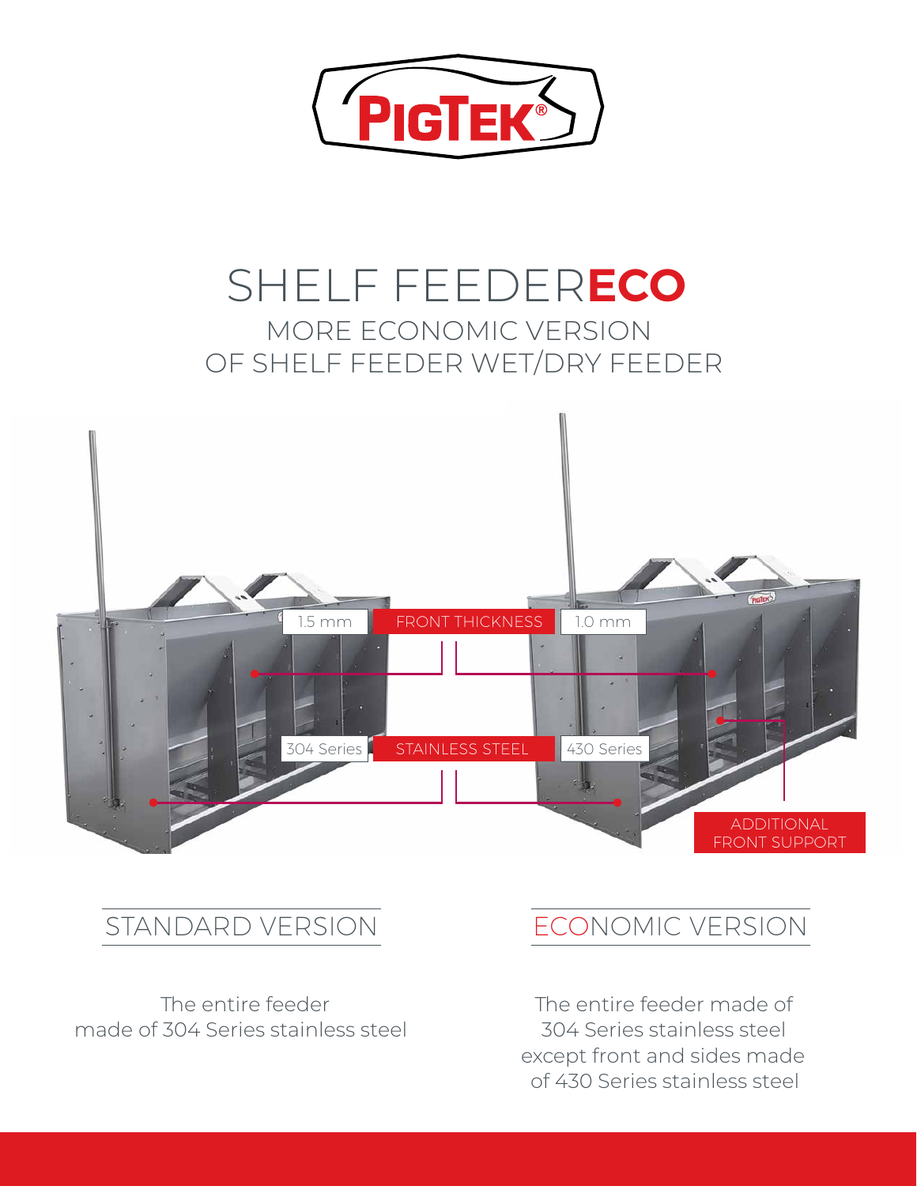PIGTEK®

# SHELF FEEDER**ECO**

## MORE ECONOMIC VERSION OF SHELF FEEDER WET/DRY FEEDER

| | | |
|---|---|---|
| 1.5 mm | FRONT THICKNESS | 1.0 mm |
| 304 Series | STAINLESS STEEL | 430 Series |

ADDITIONAL FRONT SUPPORT

### STANDARD VERSION

The entire feeder made of 304 Series stainless steel

### ECONOMIC VERSION

The entire feeder made of 304 Series stainless steel except front and sides made of 430 Series stainless steel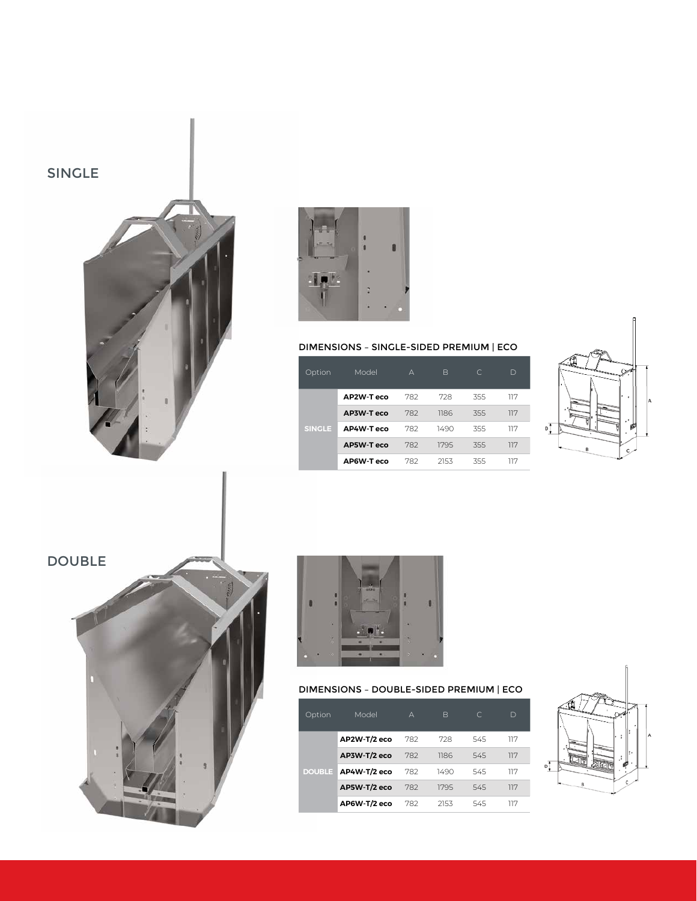## SINGLE

### DIMENSIONS – SINGLE-SIDED PREMIUM | ECO

| Option | Model | A | B | C | D |
|---|---|---|---|---|---|
| SINGLE | AP2W-T eco | 782 | 728 | 355 | 117 |
| | AP3W-T eco | 782 | 1186 | 355 | 117 |
| | AP4W-T eco | 782 | 1490 | 355 | 117 |
| | AP5W-T eco | 782 | 1795 | 355 | 117 |
| | AP6W-T eco | 782 | 2153 | 355 | 117 |

## DOUBLE

### DIMENSIONS – DOUBLE-SIDED PREMIUM | ECO

| Option | Model | A | B | C | D |
|---|---|---|---|---|---|
| DOUBLE | AP2W-T/2 eco | 782 | 728 | 545 | 117 |
| | AP3W-T/2 eco | 782 | 1186 | 545 | 117 |
| | AP4W-T/2 eco | 782 | 1490 | 545 | 117 |
| | AP5W-T/2 eco | 782 | 1795 | 545 | 117 |
| | AP6W-T/2 eco | 782 | 2153 | 545 | 117 |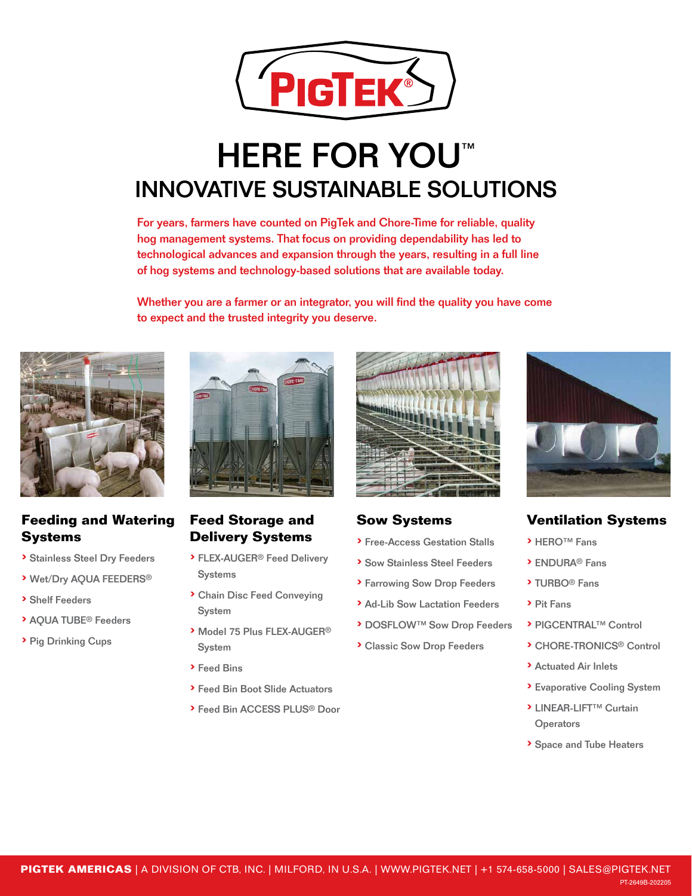PIGTEK®

# HERE FOR YOU™

## INNOVATIVE SUSTAINABLE SOLUTIONS

For years, farmers have counted on PigTek and Chore-Time for reliable, quality hog management systems. That focus on providing dependability has led to technological advances and expansion through the years, resulting in a full line of hog systems and technology-based solutions that are available today.

Whether you are a farmer or an integrator, you will find the quality you have come to expect and the trusted integrity you deserve.

### Feeding and Watering Systems

- Stainless Steel Dry Feeders
- Wet/Dry AQUA FEEDERS®
- Shelf Feeders
- AQUA TUBE® Feeders
- Pig Drinking Cups

### Feed Storage and Delivery Systems

- FLEX-AUGER® Feed Delivery Systems
- Chain Disc Feed Conveying System
- Model 75 Plus FLEX-AUGER® System
- Feed Bins
- Feed Bin Boot Slide Actuators
- Feed Bin ACCESS PLUS® Door

### Sow Systems

- Free-Access Gestation Stalls
- Sow Stainless Steel Feeders
- Farrowing Sow Drop Feeders
- Ad-Lib Sow Lactation Feeders
- DOSFLOW™ Sow Drop Feeders
- Classic Sow Drop Feeders

### Ventilation Systems

- HERO™ Fans
- ENDURA® Fans
- TURBO® Fans
- Pit Fans
- PIGCENTRAL™ Control
- CHORE-TRONICS® Control
- Actuated Air Inlets
- Evaporative Cooling System
- LINEAR-LIFT™ Curtain Operators
- Space and Tube Heaters

**PIGTEK AMERICAS** | A DIVISION OF CTB, INC. | MILFORD, IN U.S.A. | WWW.PIGTEK.NET | +1 574-658-5000 | SALES@PIGTEK.NET

PT-2649B-202205